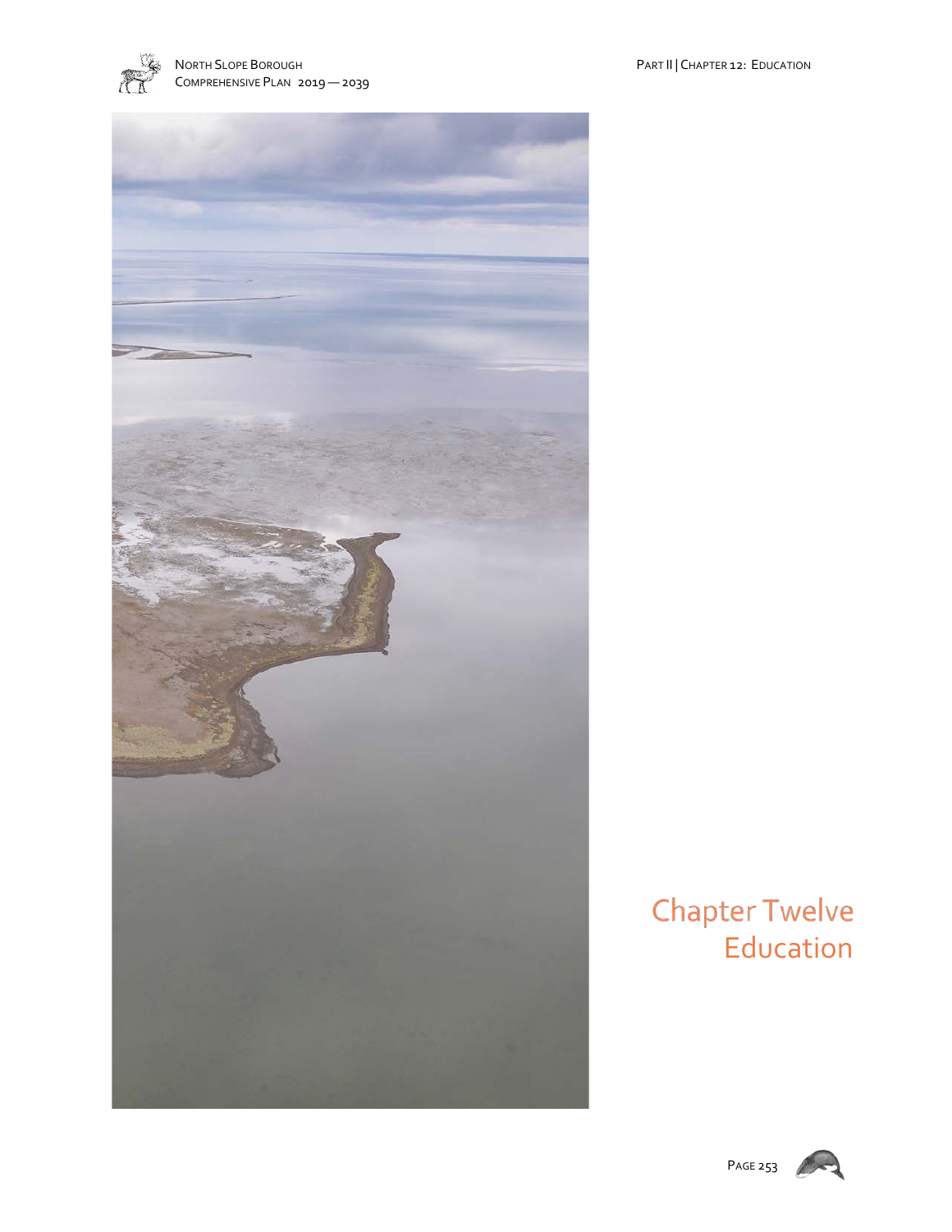# Chapter Twelve
# Education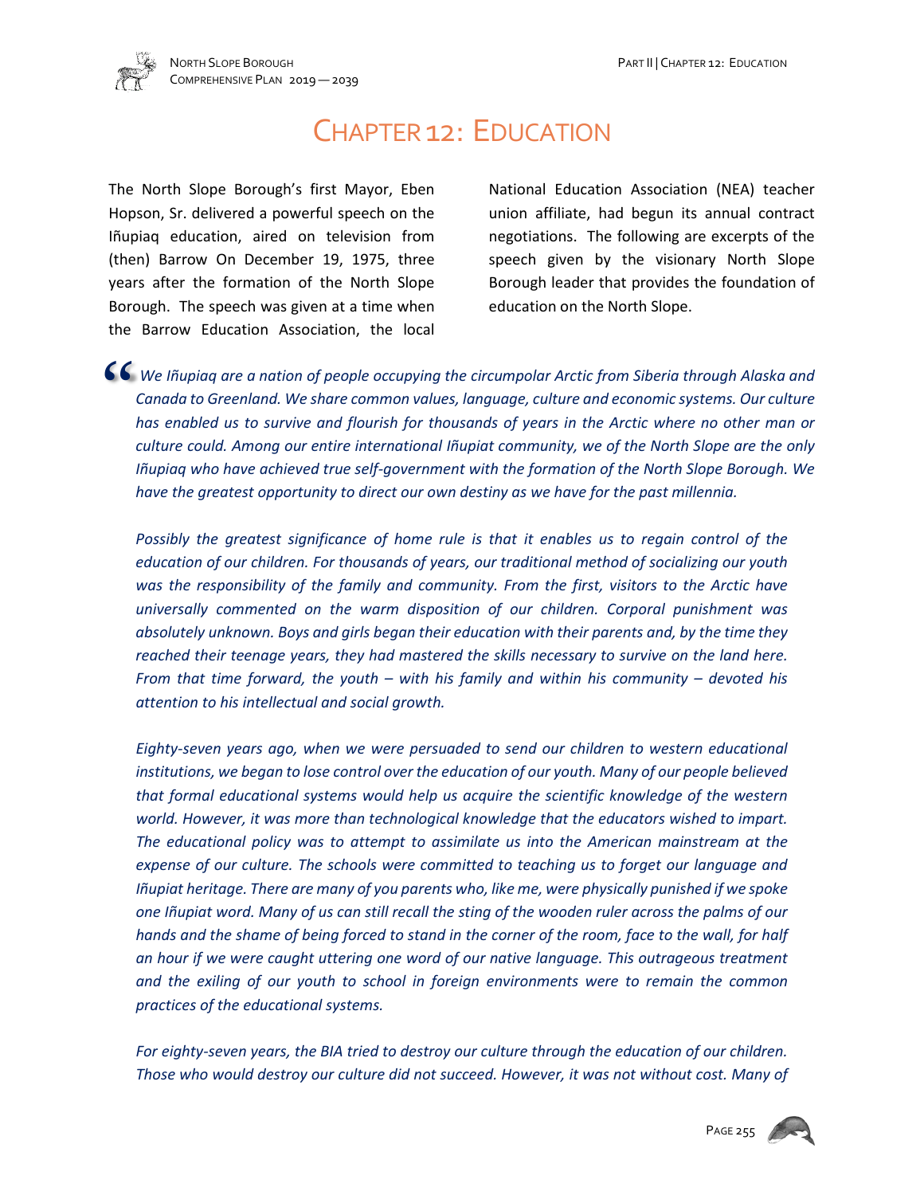# CHAPTER 12: EDUCATION

The North Slope Borough's first Mayor, Eben Hopson, Sr. delivered a powerful speech on the Iñupiaq education, aired on television from (then) Barrow On December 19, 1975, three years after the formation of the North Slope Borough. The speech was given at a time when the Barrow Education Association, the local National Education Association (NEA) teacher union affiliate, had begun its annual contract negotiations. The following are excerpts of the speech given by the visionary North Slope Borough leader that provides the foundation of education on the North Slope.

> *"We Iñupiaq are a nation of people occupying the circumpolar Arctic from Siberia through Alaska and Canada to Greenland. We share common values, language, culture and economic systems. Our culture has enabled us to survive and flourish for thousands of years in the Arctic where no other man or culture could. Among our entire international Iñupiat community, we of the North Slope are the only Iñupiaq who have achieved true self-government with the formation of the North Slope Borough. We have the greatest opportunity to direct our own destiny as we have for the past millennia.*
>
> *Possibly the greatest significance of home rule is that it enables us to regain control of the education of our children. For thousands of years, our traditional method of socializing our youth was the responsibility of the family and community. From the first, visitors to the Arctic have universally commented on the warm disposition of our children. Corporal punishment was absolutely unknown. Boys and girls began their education with their parents and, by the time they reached their teenage years, they had mastered the skills necessary to survive on the land here. From that time forward, the youth – with his family and within his community – devoted his attention to his intellectual and social growth.*
>
> *Eighty-seven years ago, when we were persuaded to send our children to western educational institutions, we began to lose control over the education of our youth. Many of our people believed that formal educational systems would help us acquire the scientific knowledge of the western world. However, it was more than technological knowledge that the educators wished to impart. The educational policy was to attempt to assimilate us into the American mainstream at the expense of our culture. The schools were committed to teaching us to forget our language and Iñupiat heritage. There are many of you parents who, like me, were physically punished if we spoke one Iñupiat word. Many of us can still recall the sting of the wooden ruler across the palms of our hands and the shame of being forced to stand in the corner of the room, face to the wall, for half an hour if we were caught uttering one word of our native language. This outrageous treatment and the exiling of our youth to school in foreign environments were to remain the common practices of the educational systems.*
>
> *For eighty-seven years, the BIA tried to destroy our culture through the education of our children. Those who would destroy our culture did not succeed. However, it was not without cost. Many of*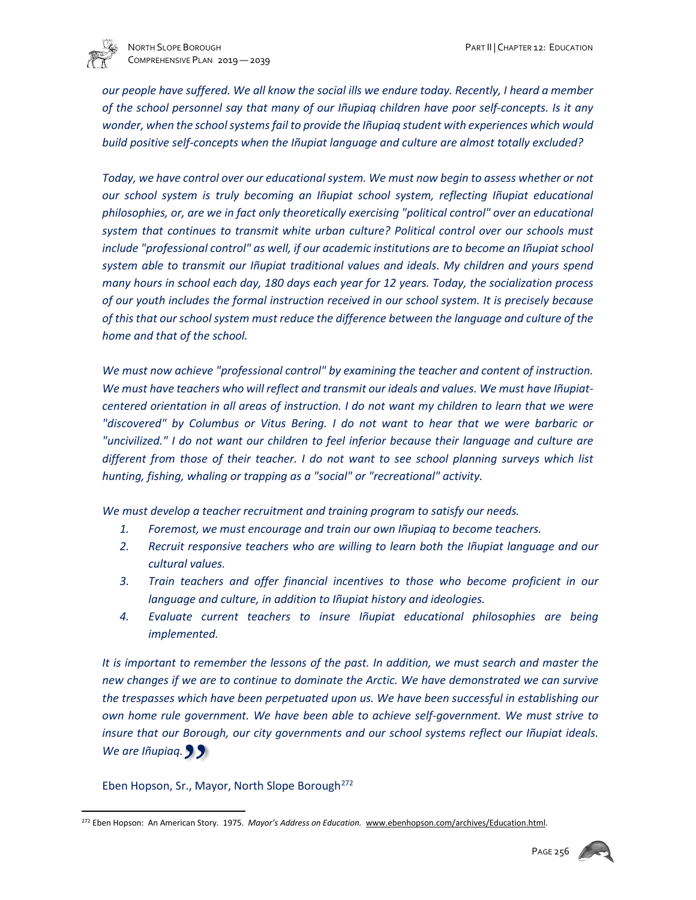*our people have suffered. We all know the social ills we endure today. Recently, I heard a member of the school personnel say that many of our Iñupiaq children have poor self-concepts. Is it any wonder, when the school systems fail to provide the Iñupiaq student with experiences which would build positive self-concepts when the Iñupiat language and culture are almost totally excluded?*

*Today, we have control over our educational system. We must now begin to assess whether or not our school system is truly becoming an Iñupiat school system, reflecting Iñupiat educational philosophies, or, are we in fact only theoretically exercising "political control" over an educational system that continues to transmit white urban culture? Political control over our schools must include "professional control" as well, if our academic institutions are to become an Iñupiat school system able to transmit our Iñupiat traditional values and ideals. My children and yours spend many hours in school each day, 180 days each year for 12 years. Today, the socialization process of our youth includes the formal instruction received in our school system. It is precisely because of this that our school system must reduce the difference between the language and culture of the home and that of the school.*

*We must now achieve "professional control" by examining the teacher and content of instruction. We must have teachers who will reflect and transmit our ideals and values. We must have Iñupiat-centered orientation in all areas of instruction. I do not want my children to learn that we were "discovered" by Columbus or Vitus Bering. I do not want to hear that we were barbaric or "uncivilized." I do not want our children to feel inferior because their language and culture are different from those of their teacher. I do not want to see school planning surveys which list hunting, fishing, whaling or trapping as a "social" or "recreational" activity.*

*We must develop a teacher recruitment and training program to satisfy our needs.*

1. *Foremost, we must encourage and train our own Iñupiaq to become teachers.*
2. *Recruit responsive teachers who are willing to learn both the Iñupiat language and our cultural values.*
3. *Train teachers and offer financial incentives to those who become proficient in our language and culture, in addition to Iñupiat history and ideologies.*
4. *Evaluate current teachers to insure Iñupiat educational philosophies are being implemented.*

*It is important to remember the lessons of the past. In addition, we must search and master the new changes if we are to continue to dominate the Arctic. We have demonstrated we can survive the trespasses which have been perpetuated upon us. We have been successful in establishing our own home rule government. We have been able to achieve self-government. We must strive to insure that our Borough, our city governments and our school systems reflect our Iñupiat ideals. We are Iñupiaq.* ”

Eben Hopson, Sr., Mayor, North Slope Borough[272]

[272] Eben Hopson: An American Story. 1975. *Mayor's Address on Education.* www.ebenhopson.com/archives/Education.html.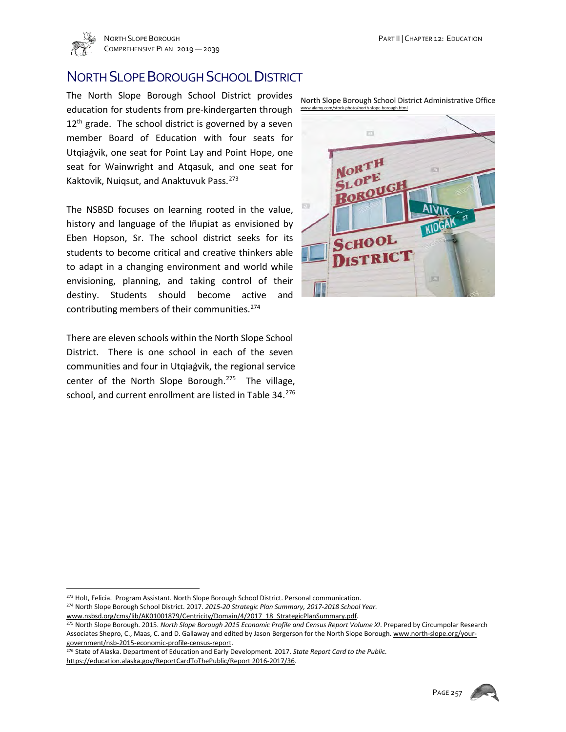# NORTH SLOPE BOROUGH SCHOOL DISTRICT

The North Slope Borough School District provides education for students from pre-kindergarten through 12th grade. The school district is governed by a seven member Board of Education with four seats for Utqiaġvik, one seat for Point Lay and Point Hope, one seat for Wainwright and Atqasuk, and one seat for Kaktovik, Nuiqsut, and Anaktuvuk Pass.[273]

North Slope Borough School District Administrative Office
www.alamy.com/stock-photo/north-slope-borough.html

The NSBSD focuses on learning rooted in the value, history and language of the Iñupiat as envisioned by Eben Hopson, Sr. The school district seeks for its students to become critical and creative thinkers able to adapt in a changing environment and world while envisioning, planning, and taking control of their destiny. Students should become active and contributing members of their communities.[274]

There are eleven schools within the North Slope School District. There is one school in each of the seven communities and four in Utqiaġvik, the regional service center of the North Slope Borough.[275] The village, school, and current enrollment are listed in Table 34.[276]

---

[273] Holt, Felicia. Program Assistant. North Slope Borough School District. Personal communication.

[274] North Slope Borough School District. 2017. *2015-20 Strategic Plan Summary, 2017-2018 School Year.* www.nsbsd.org/cms/lib/AK01001879/Centricity/Domain/4/2017_18_StrategicPlanSummary.pdf.

[275] North Slope Borough. 2015. *North Slope Borough 2015 Economic Profile and Census Report Volume XI*. Prepared by Circumpolar Research Associates Shepro, C., Maas, C. and D. Gallaway and edited by Jason Bergerson for the North Slope Borough. www.north-slope.org/your-government/nsb-2015-economic-profile-census-report.

[276] State of Alaska. Department of Education and Early Development. 2017. *State Report Card to the Public.* https://education.alaska.gov/ReportCardToThePublic/Report 2016-2017/36.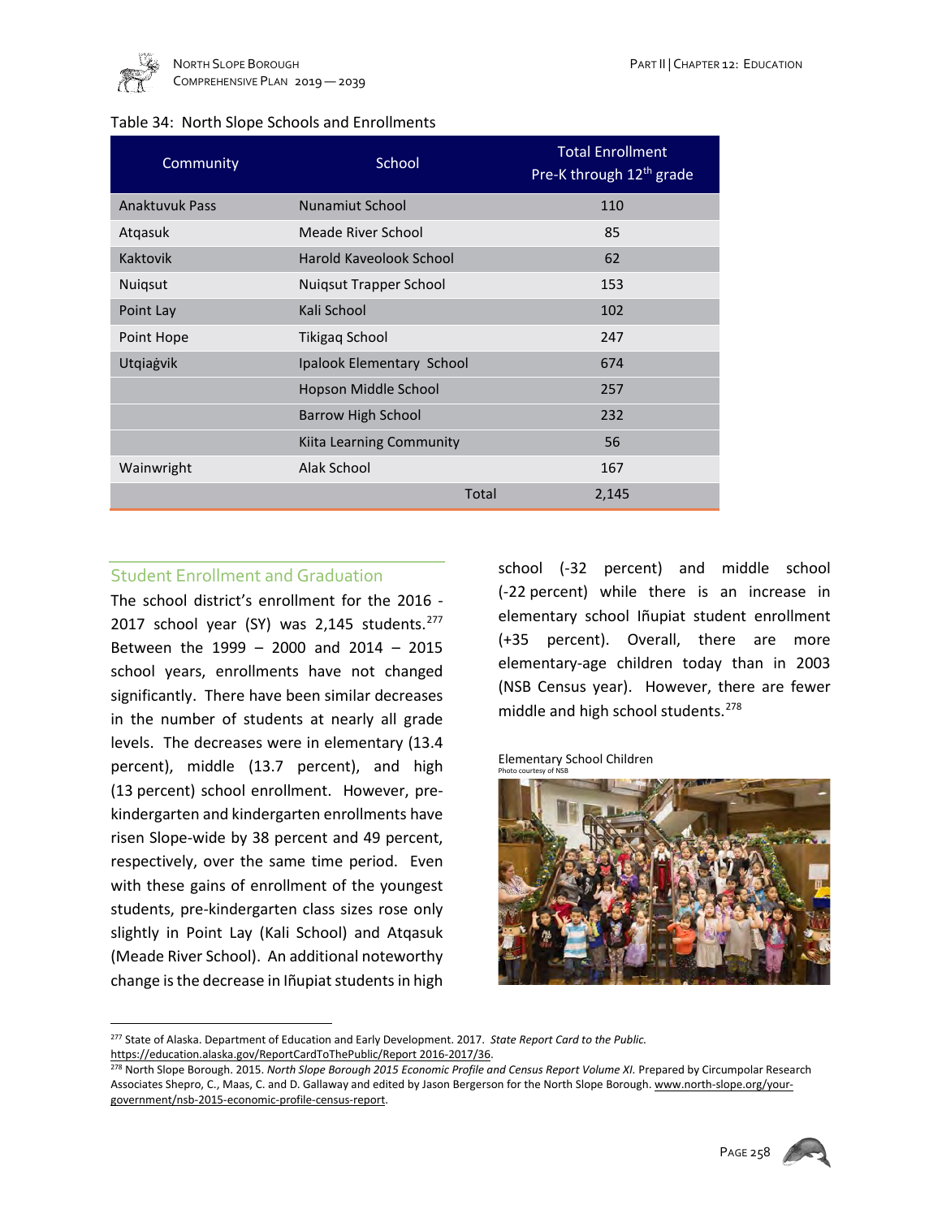Table 34: North Slope Schools and Enrollments

| Community | School | Total Enrollment Pre-K through 12th grade |
|---|---|---|
| Anaktuvuk Pass | Nunamiut School | 110 |
| Atqasuk | Meade River School | 85 |
| Kaktovik | Harold Kaveolook School | 62 |
| Nuiqsut | Nuiqsut Trapper School | 153 |
| Point Lay | Kali School | 102 |
| Point Hope | Tikigaq School | 247 |
| Utqiaġvik | Ipalook Elementary School | 674 |
| | Hopson Middle School | 257 |
| | Barrow High School | 232 |
| | Kiita Learning Community | 56 |
| Wainwright | Alak School | 167 |
| | Total | 2,145 |

## Student Enrollment and Graduation

The school district's enrollment for the 2016 - 2017 school year (SY) was 2,145 students.[277] Between the 1999 – 2000 and 2014 – 2015 school years, enrollments have not changed significantly. There have been similar decreases in the number of students at nearly all grade levels. The decreases were in elementary (13.4 percent), middle (13.7 percent), and high (13 percent) school enrollment. However, pre-kindergarten and kindergarten enrollments have risen Slope-wide by 38 percent and 49 percent, respectively, over the same time period. Even with these gains of enrollment of the youngest students, pre-kindergarten class sizes rose only slightly in Point Lay (Kali School) and Atqasuk (Meade River School). An additional noteworthy change is the decrease in Iñupiat students in high school (-32 percent) and middle school (-22 percent) while there is an increase in elementary school Iñupiat student enrollment (+35 percent). Overall, there are more elementary-age children today than in 2003 (NSB Census year). However, there are fewer middle and high school students.[278]

Elementary School Children
Photo courtesy of NSB

[277] State of Alaska. Department of Education and Early Development. 2017. *State Report Card to the Public.* https://education.alaska.gov/ReportCardToThePublic/Report 2016-2017/36.

[278] North Slope Borough. 2015. *North Slope Borough 2015 Economic Profile and Census Report Volume XI.* Prepared by Circumpolar Research Associates Shepro, C., Maas, C. and D. Gallaway and edited by Jason Bergerson for the North Slope Borough. www.north-slope.org/your-government/nsb-2015-economic-profile-census-report.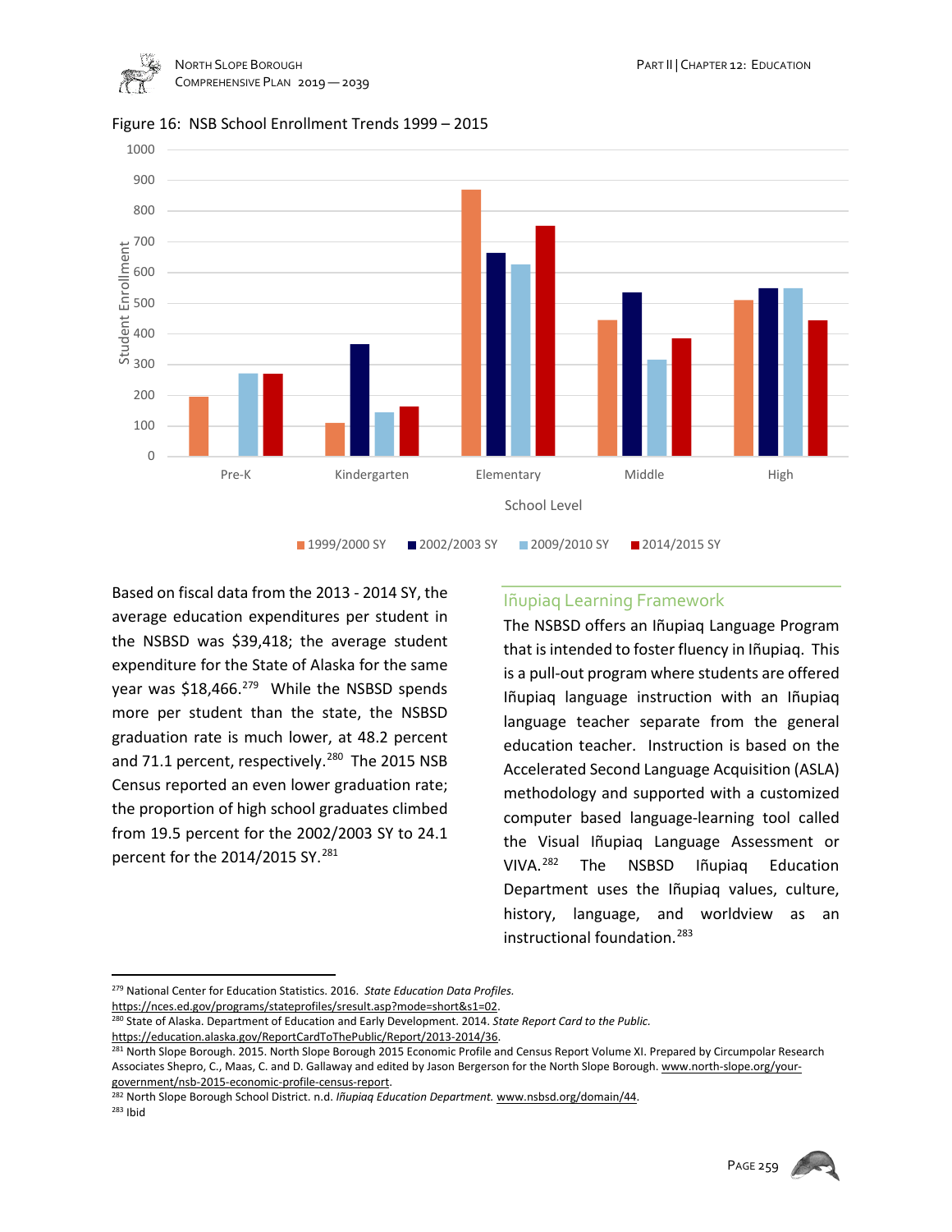Figure 16: NSB School Enrollment Trends 1999 – 2015

Based on fiscal data from the 2013 - 2014 SY, the average education expenditures per student in the NSBSD was $39,418; the average student expenditure for the State of Alaska for the same year was $18,466.[279] While the NSBSD spends more per student than the state, the NSBSD graduation rate is much lower, at 48.2 percent and 71.1 percent, respectively.[280] The 2015 NSB Census reported an even lower graduation rate; the proportion of high school graduates climbed from 19.5 percent for the 2002/2003 SY to 24.1 percent for the 2014/2015 SY.[281]

## Iñupiaq Learning Framework

The NSBSD offers an Iñupiaq Language Program that is intended to foster fluency in Iñupiaq. This is a pull-out program where students are offered Iñupiaq language instruction with an Iñupiaq language teacher separate from the general education teacher. Instruction is based on the Accelerated Second Language Acquisition (ASLA) methodology and supported with a customized computer based language-learning tool called the Visual Iñupiaq Language Assessment or VIVA.[282] The NSBSD Iñupiaq Education Department uses the Iñupiaq values, culture, history, language, and worldview as an instructional foundation.[283]

---

[279] National Center for Education Statistics. 2016. *State Education Data Profiles.* https://nces.ed.gov/programs/stateprofiles/sresult.asp?mode=short&s1=02.

[280] State of Alaska. Department of Education and Early Development. 2014. *State Report Card to the Public.* https://education.alaska.gov/ReportCardToThePublic/Report/2013-2014/36.

[281] North Slope Borough. 2015. North Slope Borough 2015 Economic Profile and Census Report Volume XI. Prepared by Circumpolar Research Associates Shepro, C., Maas, C. and D. Gallaway and edited by Jason Bergerson for the North Slope Borough. www.north-slope.org/your-government/nsb-2015-economic-profile-census-report.

[282] North Slope Borough School District. n.d. *Iñupiaq Education Department.* www.nsbsd.org/domain/44.

[283] Ibid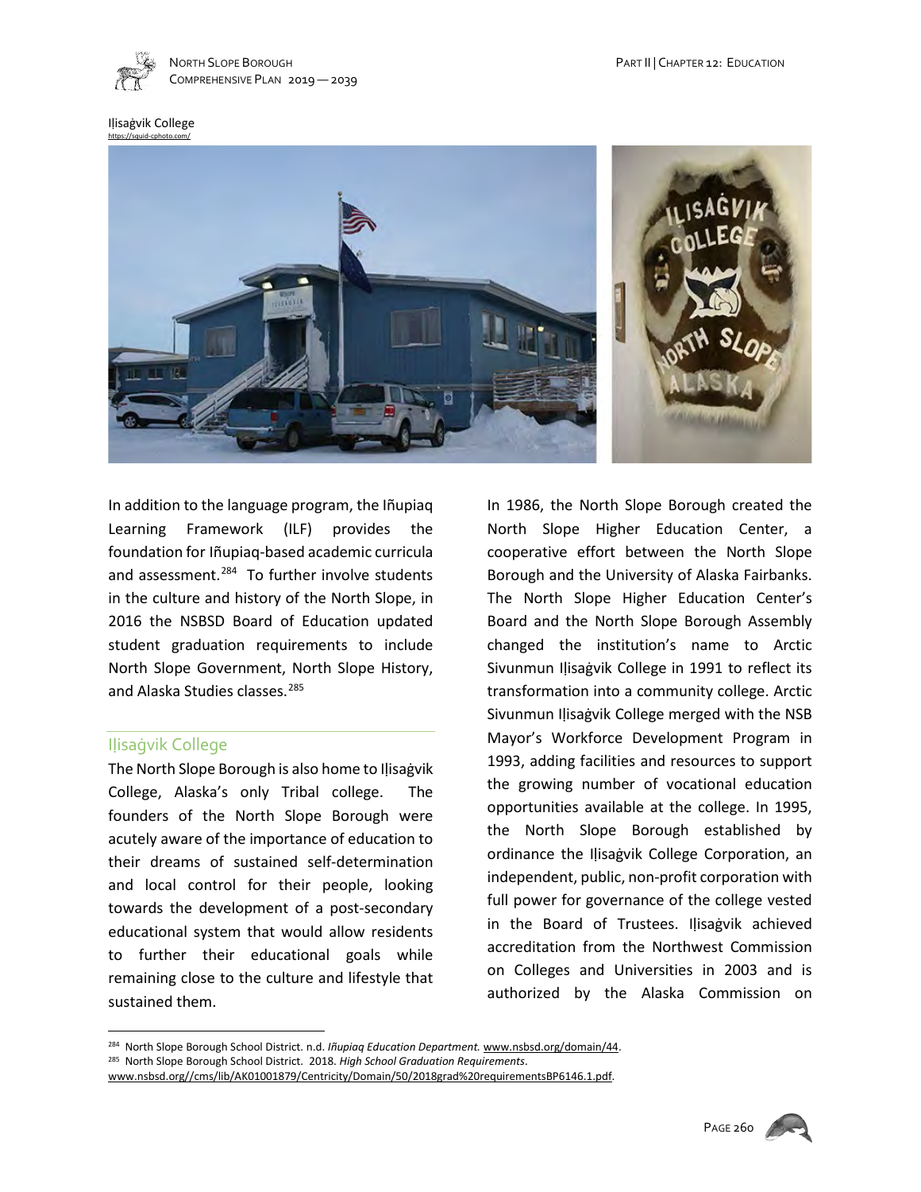Iḷisaġvik College
https://squid-cphoto.com/

In addition to the language program, the Iñupiaq Learning Framework (ILF) provides the foundation for Iñupiaq-based academic curricula and assessment.[284] To further involve students in the culture and history of the North Slope, in 2016 the NSBSD Board of Education updated student graduation requirements to include North Slope Government, North Slope History, and Alaska Studies classes.[285]

## Iḷisaġvik College

The North Slope Borough is also home to Iḷisaġvik College, Alaska's only Tribal college. The founders of the North Slope Borough were acutely aware of the importance of education to their dreams of sustained self-determination and local control for their people, looking towards the development of a post-secondary educational system that would allow residents to further their educational goals while remaining close to the culture and lifestyle that sustained them.

In 1986, the North Slope Borough created the North Slope Higher Education Center, a cooperative effort between the North Slope Borough and the University of Alaska Fairbanks. The North Slope Higher Education Center's Board and the North Slope Borough Assembly changed the institution's name to Arctic Sivunmun Iḷisaġvik College in 1991 to reflect its transformation into a community college. Arctic Sivunmun Iḷisaġvik College merged with the NSB Mayor's Workforce Development Program in 1993, adding facilities and resources to support the growing number of vocational education opportunities available at the college. In 1995, the North Slope Borough established by ordinance the Iḷisaġvik College Corporation, an independent, public, non-profit corporation with full power for governance of the college vested in the Board of Trustees. Iḷisaġvik achieved accreditation from the Northwest Commission on Colleges and Universities in 2003 and is authorized by the Alaska Commission on

---

[284] North Slope Borough School District. n.d. *Iñupiaq Education Department.* www.nsbsd.org/domain/44.

[285] North Slope Borough School District. 2018. *High School Graduation Requirements*. www.nsbsd.org//cms/lib/AK01001879/Centricity/Domain/50/2018grad%20requirementsBP6146.1.pdf.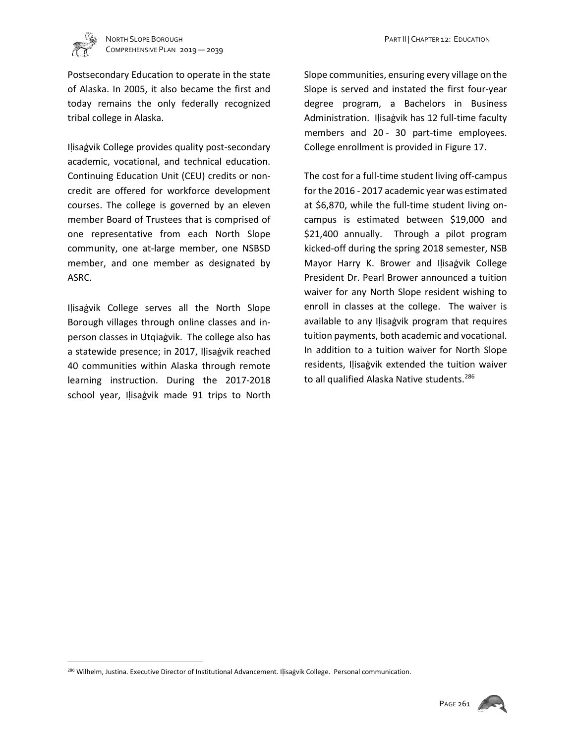Postsecondary Education to operate in the state of Alaska. In 2005, it also became the first and today remains the only federally recognized tribal college in Alaska.

Iḷisaġvik College provides quality post-secondary academic, vocational, and technical education. Continuing Education Unit (CEU) credits or non-credit are offered for workforce development courses. The college is governed by an eleven member Board of Trustees that is comprised of one representative from each North Slope community, one at-large member, one NSBSD member, and one member as designated by ASRC.

Iḷisaġvik College serves all the North Slope Borough villages through online classes and in-person classes in Utqiaġvik. The college also has a statewide presence; in 2017, Iḷisaġvik reached 40 communities within Alaska through remote learning instruction. During the 2017-2018 school year, Iḷisaġvik made 91 trips to North Slope communities, ensuring every village on the Slope is served and instated the first four-year degree program, a Bachelors in Business Administration. Iḷisaġvik has 12 full-time faculty members and 20 - 30 part-time employees. College enrollment is provided in Figure 17.

The cost for a full-time student living off-campus for the 2016 - 2017 academic year was estimated at $6,870, while the full-time student living on-campus is estimated between $19,000 and $21,400 annually. Through a pilot program kicked-off during the spring 2018 semester, NSB Mayor Harry K. Brower and Iḷisaġvik College President Dr. Pearl Brower announced a tuition waiver for any North Slope resident wishing to enroll in classes at the college. The waiver is available to any Iḷisaġvik program that requires tuition payments, both academic and vocational. In addition to a tuition waiver for North Slope residents, Iḷisaġvik extended the tuition waiver to all qualified Alaska Native students.[286]

[286] Wilhelm, Justina. Executive Director of Institutional Advancement. Iḷisaġvik College. Personal communication.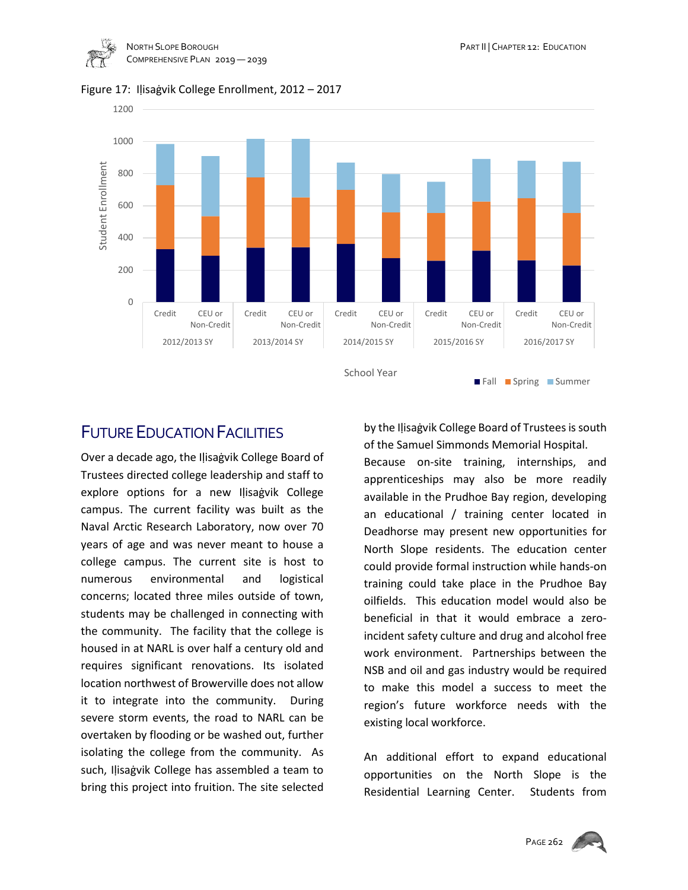Figure 17: Iḷisaġvik College Enrollment, 2012 – 2017

## FUTURE EDUCATION FACILITIES

Over a decade ago, the Iḷisaġvik College Board of Trustees directed college leadership and staff to explore options for a new Iḷisaġvik College campus. The current facility was built as the Naval Arctic Research Laboratory, now over 70 years of age and was never meant to house a college campus. The current site is host to numerous environmental and logistical concerns; located three miles outside of town, students may be challenged in connecting with the community. The facility that the college is housed in at NARL is over half a century old and requires significant renovations. Its isolated location northwest of Browerville does not allow it to integrate into the community. During severe storm events, the road to NARL can be overtaken by flooding or be washed out, further isolating the college from the community. As such, Iḷisaġvik College has assembled a team to bring this project into fruition. The site selected by the Iḷisaġvik College Board of Trustees is south of the Samuel Simmonds Memorial Hospital.

Because on-site training, internships, and apprenticeships may also be more readily available in the Prudhoe Bay region, developing an educational / training center located in Deadhorse may present new opportunities for North Slope residents. The education center could provide formal instruction while hands-on training could take place in the Prudhoe Bay oilfields. This education model would also be beneficial in that it would embrace a zero-incident safety culture and drug and alcohol free work environment. Partnerships between the NSB and oil and gas industry would be required to make this model a success to meet the region's future workforce needs with the existing local workforce.

An additional effort to expand educational opportunities on the North Slope is the Residential Learning Center. Students from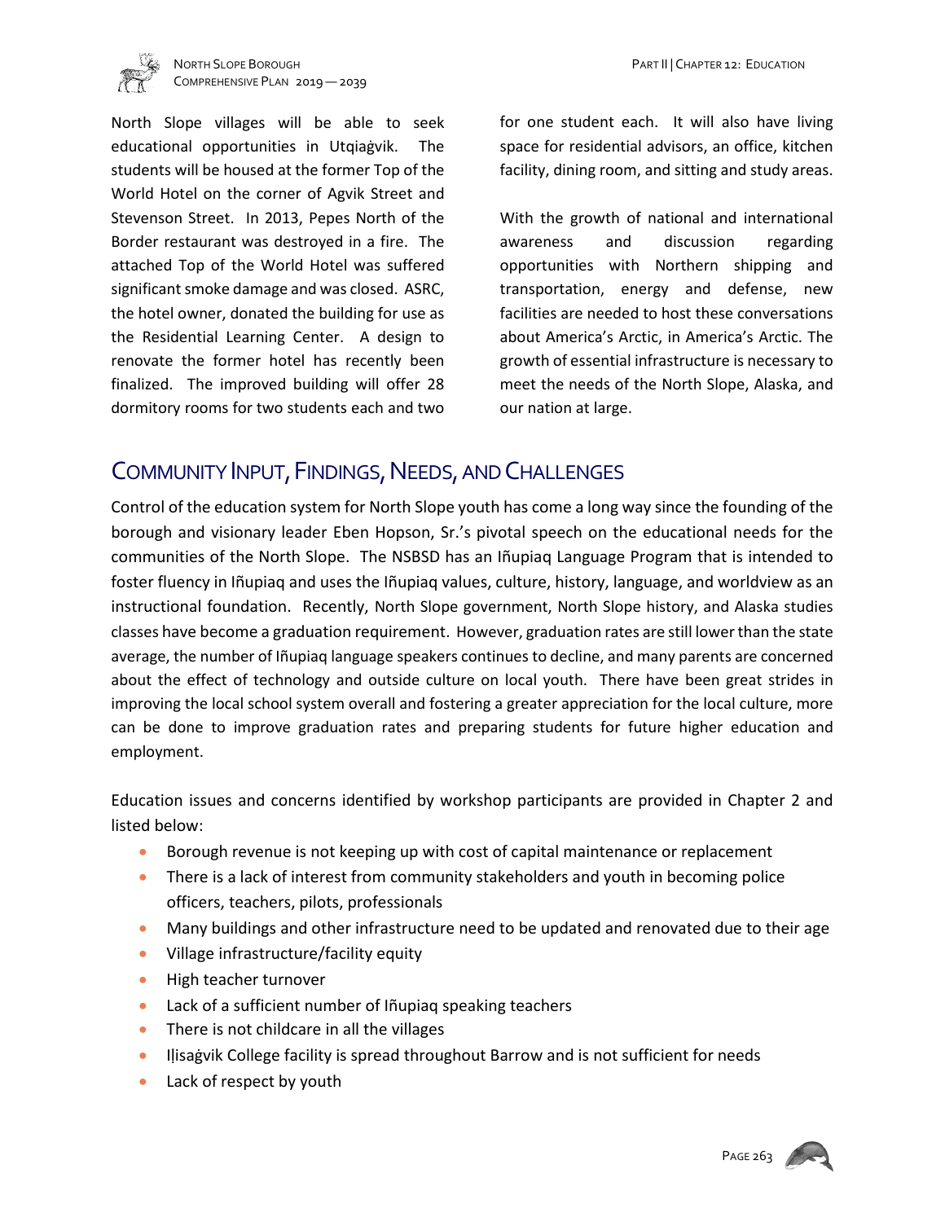North Slope villages will be able to seek educational opportunities in Utqiaġvik. The students will be housed at the former Top of the World Hotel on the corner of Agvik Street and Stevenson Street. In 2013, Pepes North of the Border restaurant was destroyed in a fire. The attached Top of the World Hotel was suffered significant smoke damage and was closed. ASRC, the hotel owner, donated the building for use as the Residential Learning Center. A design to renovate the former hotel has recently been finalized. The improved building will offer 28 dormitory rooms for two students each and two for one student each. It will also have living space for residential advisors, an office, kitchen facility, dining room, and sitting and study areas.

With the growth of national and international awareness and discussion regarding opportunities with Northern shipping and transportation, energy and defense, new facilities are needed to host these conversations about America's Arctic, in America's Arctic. The growth of essential infrastructure is necessary to meet the needs of the North Slope, Alaska, and our nation at large.

## Community Input, Findings, Needs, and Challenges

Control of the education system for North Slope youth has come a long way since the founding of the borough and visionary leader Eben Hopson, Sr.'s pivotal speech on the educational needs for the communities of the North Slope. The NSBSD has an Iñupiaq Language Program that is intended to foster fluency in Iñupiaq and uses the Iñupiaq values, culture, history, language, and worldview as an instructional foundation. Recently, North Slope government, North Slope history, and Alaska studies classes have become a graduation requirement. However, graduation rates are still lower than the state average, the number of Iñupiaq language speakers continues to decline, and many parents are concerned about the effect of technology and outside culture on local youth. There have been great strides in improving the local school system overall and fostering a greater appreciation for the local culture, more can be done to improve graduation rates and preparing students for future higher education and employment.

Education issues and concerns identified by workshop participants are provided in Chapter 2 and listed below:

- Borough revenue is not keeping up with cost of capital maintenance or replacement
- There is a lack of interest from community stakeholders and youth in becoming police officers, teachers, pilots, professionals
- Many buildings and other infrastructure need to be updated and renovated due to their age
- Village infrastructure/facility equity
- High teacher turnover
- Lack of a sufficient number of Iñupiaq speaking teachers
- There is not childcare in all the villages
- Iḷisaġvik College facility is spread throughout Barrow and is not sufficient for needs
- Lack of respect by youth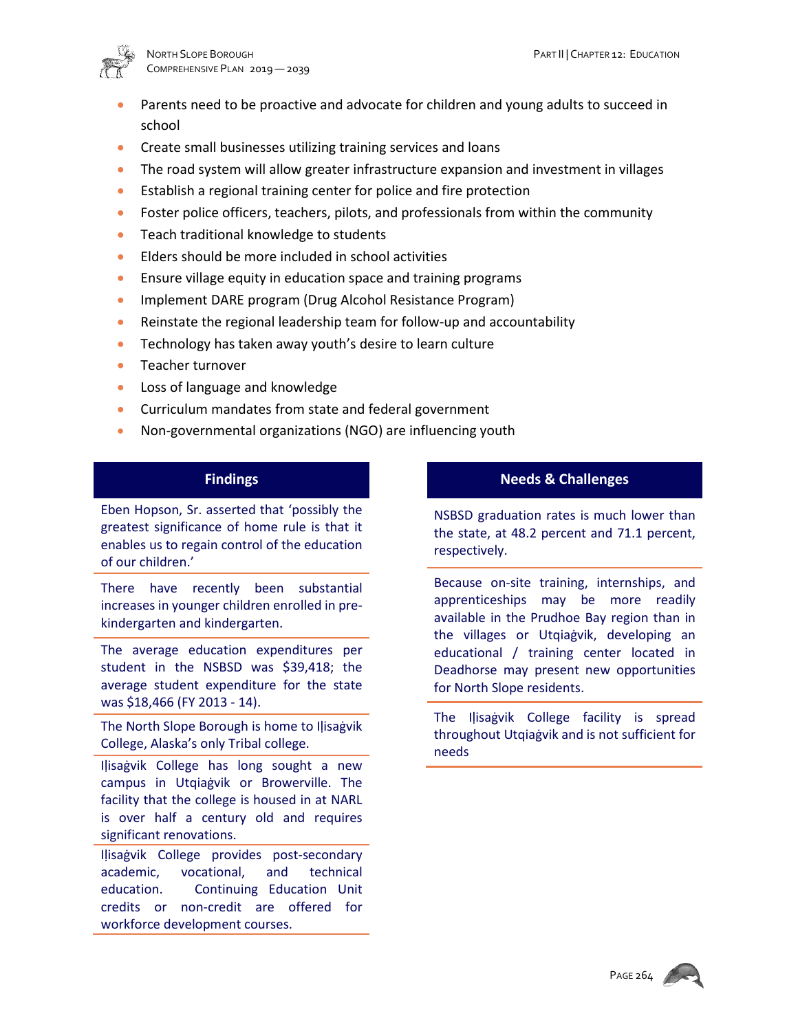- Parents need to be proactive and advocate for children and young adults to succeed in school
- Create small businesses utilizing training services and loans
- The road system will allow greater infrastructure expansion and investment in villages
- Establish a regional training center for police and fire protection
- Foster police officers, teachers, pilots, and professionals from within the community
- Teach traditional knowledge to students
- Elders should be more included in school activities
- Ensure village equity in education space and training programs
- Implement DARE program (Drug Alcohol Resistance Program)
- Reinstate the regional leadership team for follow-up and accountability
- Technology has taken away youth's desire to learn culture
- Teacher turnover
- Loss of language and knowledge
- Curriculum mandates from state and federal government
- Non-governmental organizations (NGO) are influencing youth

| Findings |
| --- |
| Eben Hopson, Sr. asserted that 'possibly the greatest significance of home rule is that it enables us to regain control of the education of our children.' |
| There have recently been substantial increases in younger children enrolled in pre-kindergarten and kindergarten. |
| The average education expenditures per student in the NSBSD was $39,418; the average student expenditure for the state was $18,466 (FY 2013 - 14). |
| The North Slope Borough is home to Iḷisaġvik College, Alaska's only Tribal college. |
| Iḷisaġvik College has long sought a new campus in Utqiaġvik or Browerville. The facility that the college is housed in at NARL is over half a century old and requires significant renovations. |
| Iḷisaġvik College provides post-secondary academic, vocational, and technical education. Continuing Education Unit credits or non-credit are offered for workforce development courses. |

| Needs & Challenges |
| --- |
| NSBSD graduation rates is much lower than the state, at 48.2 percent and 71.1 percent, respectively. |
| Because on-site training, internships, and apprenticeships may be more readily available in the Prudhoe Bay region than in the villages or Utqiaġvik, developing an educational / training center located in Deadhorse may present new opportunities for North Slope residents. |
| The Iḷisaġvik College facility is spread throughout Utqiaġvik and is not sufficient for needs |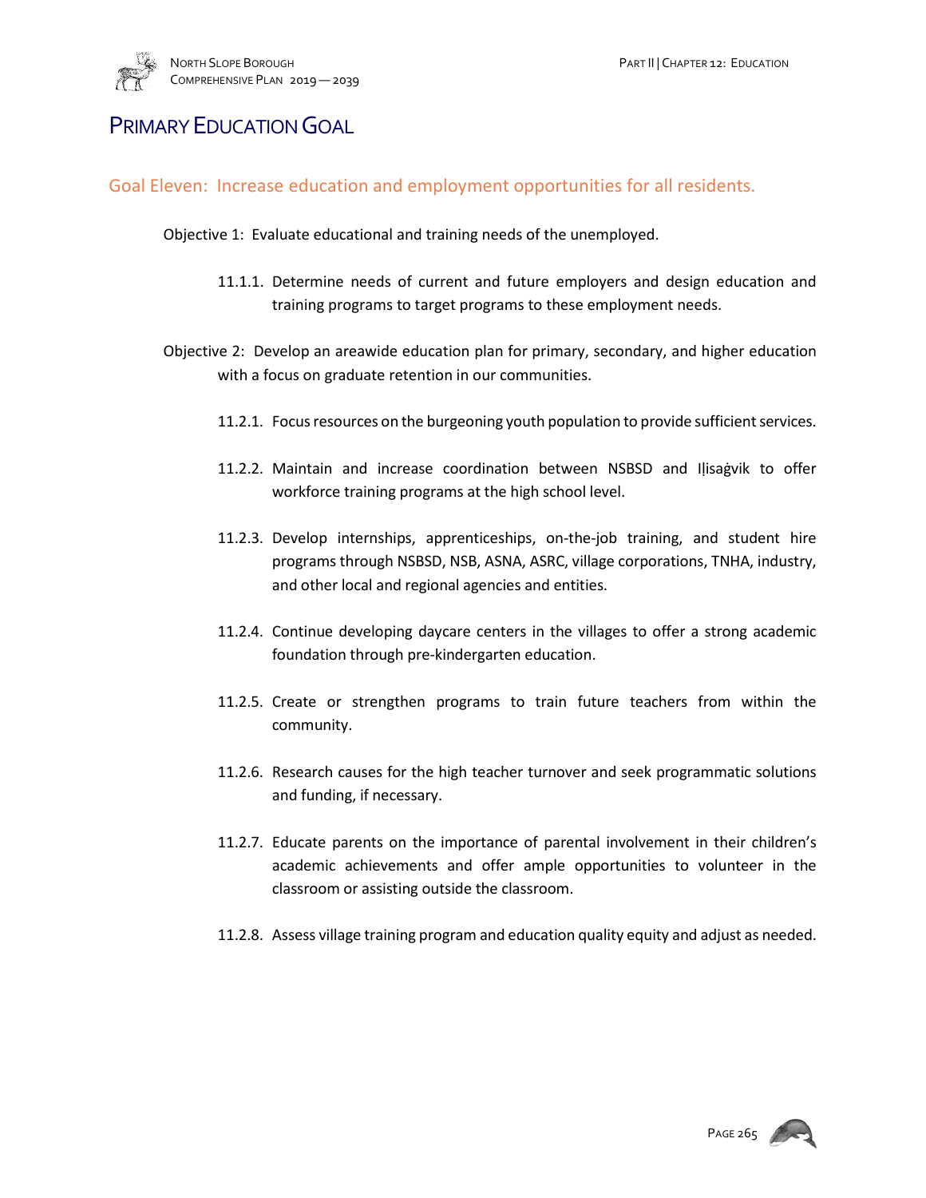# PRIMARY EDUCATION GOAL

## Goal Eleven: Increase education and employment opportunities for all residents.

Objective 1: Evaluate educational and training needs of the unemployed.

11.1.1. Determine needs of current and future employers and design education and training programs to target programs to these employment needs.

Objective 2: Develop an areawide education plan for primary, secondary, and higher education with a focus on graduate retention in our communities.

11.2.1. Focus resources on the burgeoning youth population to provide sufficient services.

11.2.2. Maintain and increase coordination between NSBSD and Iḷisaġvik to offer workforce training programs at the high school level.

11.2.3. Develop internships, apprenticeships, on-the-job training, and student hire programs through NSBSD, NSB, ASNA, ASRC, village corporations, TNHA, industry, and other local and regional agencies and entities.

11.2.4. Continue developing daycare centers in the villages to offer a strong academic foundation through pre-kindergarten education.

11.2.5. Create or strengthen programs to train future teachers from within the community.

11.2.6. Research causes for the high teacher turnover and seek programmatic solutions and funding, if necessary.

11.2.7. Educate parents on the importance of parental involvement in their children's academic achievements and offer ample opportunities to volunteer in the classroom or assisting outside the classroom.

11.2.8. Assess village training program and education quality equity and adjust as needed.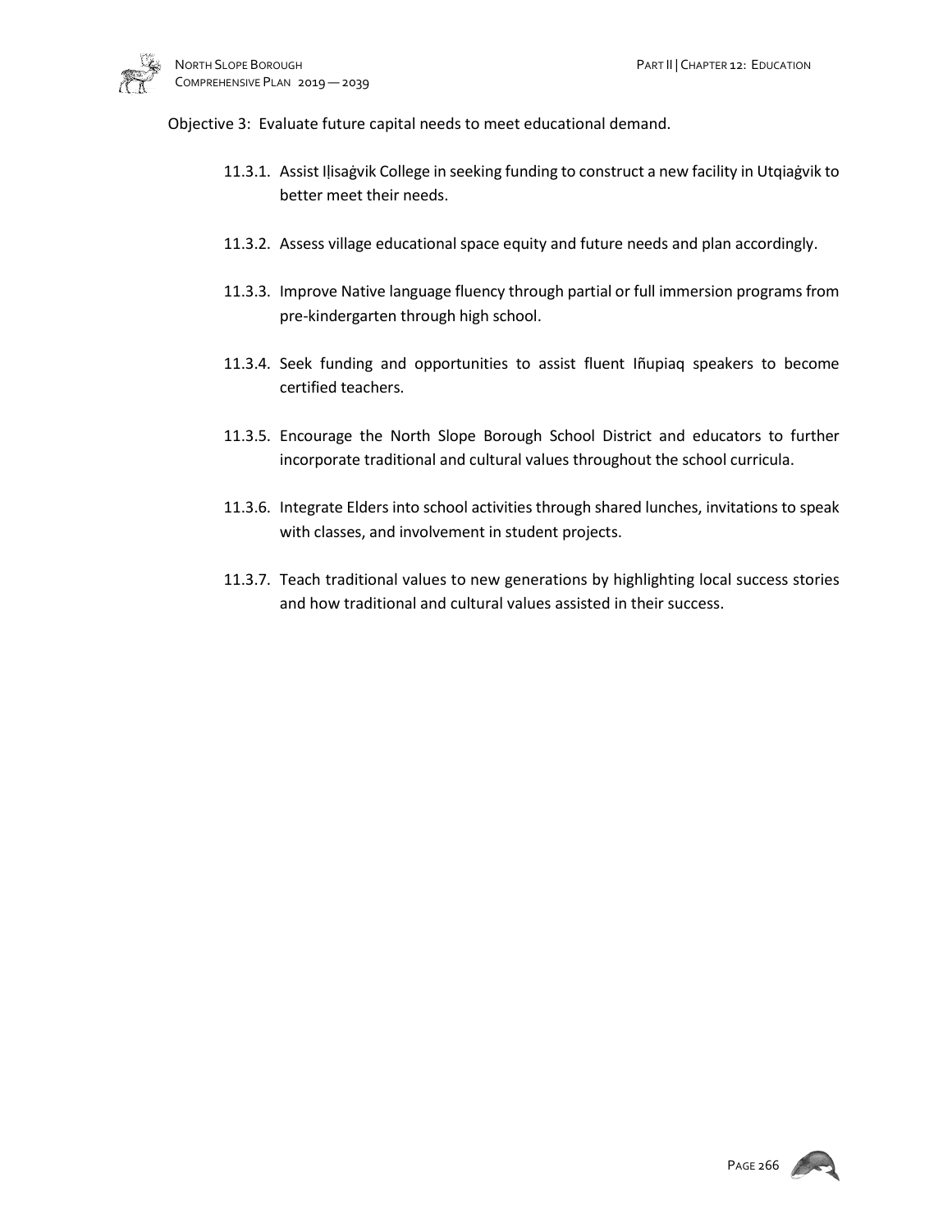Objective 3: Evaluate future capital needs to meet educational demand.

11.3.1. Assist Iḷisaġvik College in seeking funding to construct a new facility in Utqiaġvik to better meet their needs.

11.3.2. Assess village educational space equity and future needs and plan accordingly.

11.3.3. Improve Native language fluency through partial or full immersion programs from pre-kindergarten through high school.

11.3.4. Seek funding and opportunities to assist fluent Iñupiaq speakers to become certified teachers.

11.3.5. Encourage the North Slope Borough School District and educators to further incorporate traditional and cultural values throughout the school curricula.

11.3.6. Integrate Elders into school activities through shared lunches, invitations to speak with classes, and involvement in student projects.

11.3.7. Teach traditional values to new generations by highlighting local success stories and how traditional and cultural values assisted in their success.